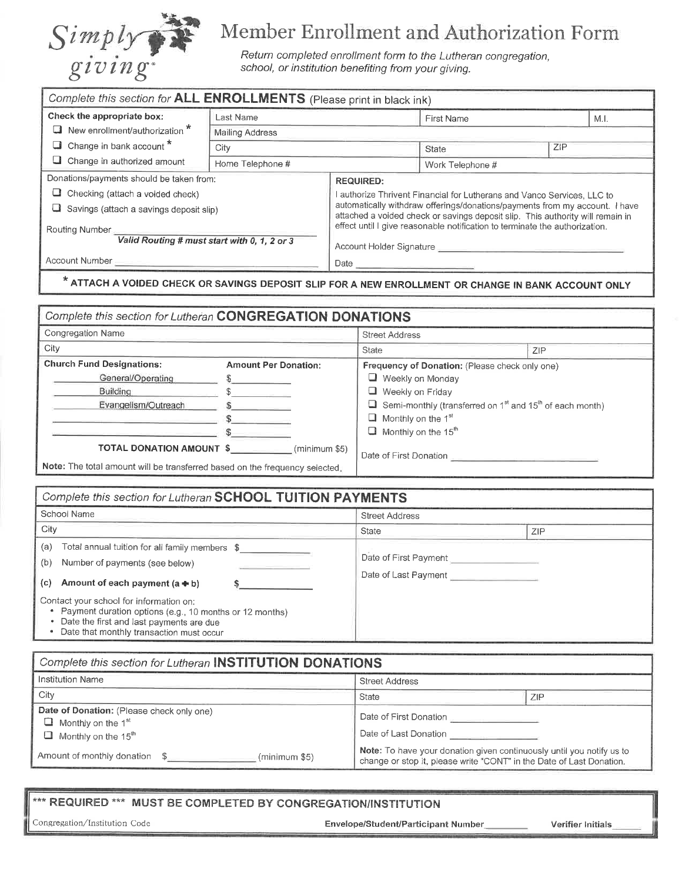# Simply giving®

## Member Enrollment and Authorization Form

*Return completed enrollment form to the Lutheran congregation, school, or institution benefiting from your giving.*

### Complete this section for ALL ENROLLMENTS (Please print in black ink)

**Check the appropriate box:**

- ☐ New enrollment/authorization *
- ☐ Change in bank account *
- ☐ Change in authorized amount

| Last Name | | First Name | M.I. |
|---|---|---|---|
| Mailing Address | | | |
| City | | State | ZIP |
| Home Telephone # | | Work Telephone # | |

Donations/payments should be taken from:

- ☐ Checking (attach a voided check)
- ☐ Savings (attach a savings deposit slip)

Routing Number ____________________
*Valid Routing # must start with 0, 1, 2 or 3*

Account Number ____________________

**REQUIRED:**

I authorize Thrivent Financial for Lutherans and Vanco Services, LLC to automatically withdraw offerings/donations/payments from my account. I have attached a voided check or savings deposit slip. This authority will remain in effect until I give reasonable notification to terminate the authorization.

Account Holder Signature ____________________

Date ____________________

**\* ATTACH A VOIDED CHECK OR SAVINGS DEPOSIT SLIP FOR A NEW ENROLLMENT OR CHANGE IN BANK ACCOUNT ONLY**

### Complete this section for Lutheran CONGREGATION DONATIONS

| Congregation Name | Street Address | |
|---|---|---|
| City | State | ZIP |

| Church Fund Designations: | Amount Per Donation: |
|---|---|
| General/Operating | $ |
| Building | $ |
| Evangelism/Outreach | $ |
| ____________ | $ |
| ____________ | $ |
| **TOTAL DONATION AMOUNT** | $ ________ (minimum $5) |

**Note:** The total amount will be transferred based on the frequency selected.

**Frequency of Donation:** (Please check only one)

- ☐ Weekly on Monday
- ☐ Weekly on Friday
- ☐ Semi-monthly (transferred on 1st and 15th of each month)
- ☐ Monthly on the 1st
- ☐ Monthly on the 15th

Date of First Donation ____________________

### Complete this section for Lutheran SCHOOL TUITION PAYMENTS

| School Name | Street Address | |
|---|---|---|
| City | State | ZIP |

(a) Total annual tuition for all family members $ ____________

(b) Number of payments (see below) ____________

**(c) Amount of each payment (a ÷ b)** $ ____________

Contact your school for information on:

- Payment duration options (e.g., 10 months or 12 months)
- Date the first and last payments are due
- Date that monthly transaction must occur

Date of First Payment ____________________

Date of Last Payment ____________________

### Complete this section for Lutheran INSTITUTION DONATIONS

| Institution Name | Street Address | |
|---|---|---|
| City | State | ZIP |

**Date of Donation:** (Please check only one)

- ☐ Monthly on the 1st
- ☐ Monthly on the 15th

Amount of monthly donation $ ____________ (minimum $5)

Date of First Donation ____________________

Date of Last Donation ____________________

**Note:** To have your donation given continuously until you notify us to change or stop it, please write "CONT" in the Date of Last Donation.

### *** REQUIRED *** MUST BE COMPLETED BY CONGREGATION/INSTITUTION

Congregation/Institution Code ____________ **Envelope/Student/Participant Number** ________ **Verifier Initials** ______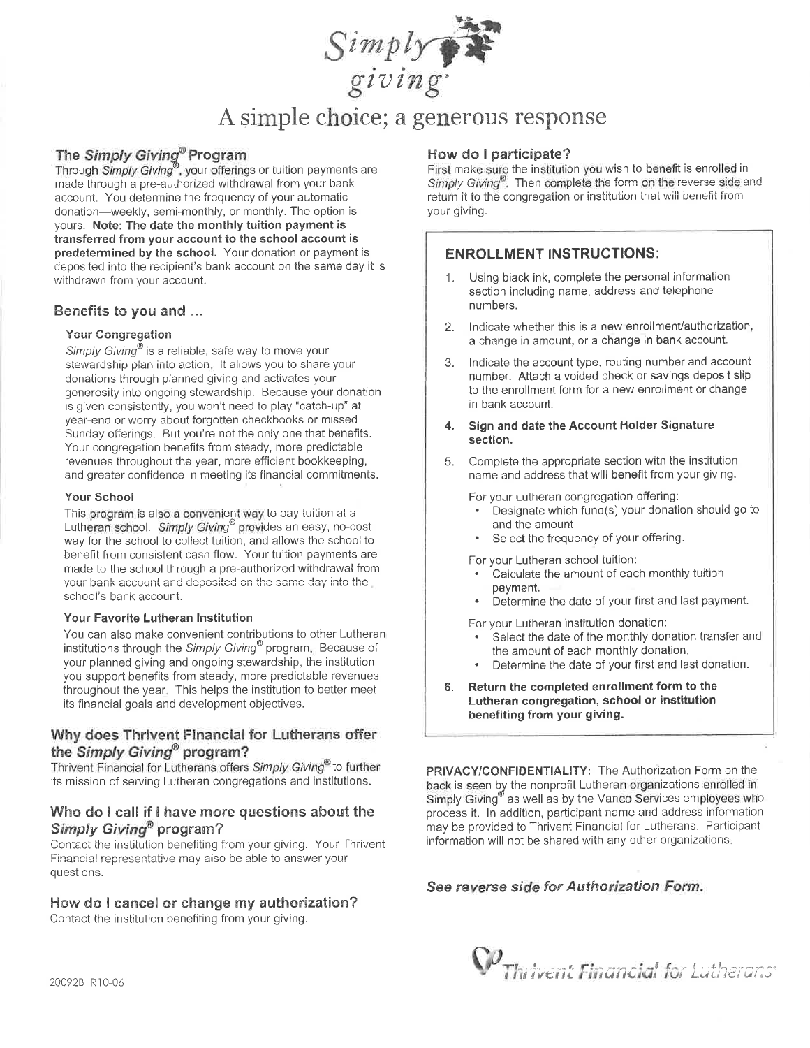# Simply giving

## A simple choice; a generous response

### The *Simply Giving*® Program

Through *Simply Giving*®, your offerings or tuition payments are made through a pre-authorized withdrawal from your bank account. You determine the frequency of your automatic donation—weekly, semi-monthly, or monthly. The option is yours. **Note: The date the monthly tuition payment is transferred from your account to the school account is predetermined by the school.** Your donation or payment is deposited into the recipient's bank account on the same day it is withdrawn from your account.

### Benefits to you and ...

#### Your Congregation

*Simply Giving*® is a reliable, safe way to move your stewardship plan into action. It allows you to share your donations through planned giving and activates your generosity into ongoing stewardship. Because your donation is given consistently, you won't need to play "catch-up" at year-end or worry about forgotten checkbooks or missed Sunday offerings. But you're not the only one that benefits. Your congregation benefits from steady, more predictable revenues throughout the year, more efficient bookkeeping, and greater confidence in meeting its financial commitments.

#### Your School

This program is also a convenient way to pay tuition at a Lutheran school. *Simply Giving*® provides an easy, no-cost way for the school to collect tuition, and allows the school to benefit from consistent cash flow. Your tuition payments are made to the school through a pre-authorized withdrawal from your bank account and deposited on the same day into the school's bank account.

#### Your Favorite Lutheran Institution

You can also make convenient contributions to other Lutheran institutions through the *Simply Giving*® program. Because of your planned giving and ongoing stewardship, the institution you support benefits from steady, more predictable revenues throughout the year. This helps the institution to better meet its financial goals and development objectives.

### Why does Thrivent Financial for Lutherans offer the *Simply Giving*® program?

Thrivent Financial for Lutherans offers *Simply Giving*® to further its mission of serving Lutheran congregations and institutions.

### Who do I call if I have more questions about the *Simply Giving*® program?

Contact the institution benefiting from your giving. Your Thrivent Financial representative may also be able to answer your questions.

### How do I cancel or change my authorization?

Contact the institution benefiting from your giving.

### How do I participate?

First make sure the institution you wish to benefit is enrolled in *Simply Giving*®. Then complete the form on the reverse side and return it to the congregation or institution that will benefit from your giving.

### ENROLLMENT INSTRUCTIONS:

1. Using black ink, complete the personal information section including name, address and telephone numbers.
2. Indicate whether this is a new enrollment/authorization, a change in amount, or a change in bank account.
3. Indicate the account type, routing number and account number. Attach a voided check or savings deposit slip to the enrollment form for a new enrollment or change in bank account.
4. **Sign and date the Account Holder Signature section.**
5. Complete the appropriate section with the institution name and address that will benefit from your giving.

   For your Lutheran congregation offering:
   - Designate which fund(s) your donation should go to and the amount.
   - Select the frequency of your offering.

   For your Lutheran school tuition:
   - Calculate the amount of each monthly tuition payment.
   - Determine the date of your first and last payment.

   For your Lutheran institution donation:
   - Select the date of the monthly donation transfer and the amount of each monthly donation.
   - Determine the date of your first and last donation.
6. **Return the completed enrollment form to the Lutheran congregation, school or institution benefiting from your giving.**

**PRIVACY/CONFIDENTIALITY:** The Authorization Form on the back is seen by the nonprofit Lutheran organizations enrolled in Simply Giving® as well as by the Vanco Services employees who process it. In addition, participant name and address information may be provided to Thrivent Financial for Lutherans. Participant information will not be shared with any other organizations.

***See reverse side for Authorization Form.***

Thrivent Financial for Lutherans

20092B R10-06